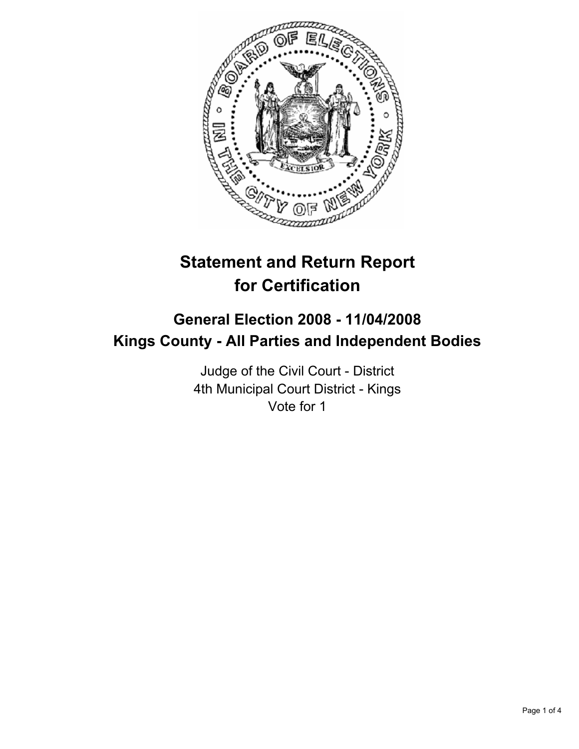# Statement and Return Report for Certification

## General Election 2008 - 11/04/2008
## Kings County - All Parties and Independent Bodies

Judge of the Civil Court - District
4th Municipal Court District - Kings
Vote for 1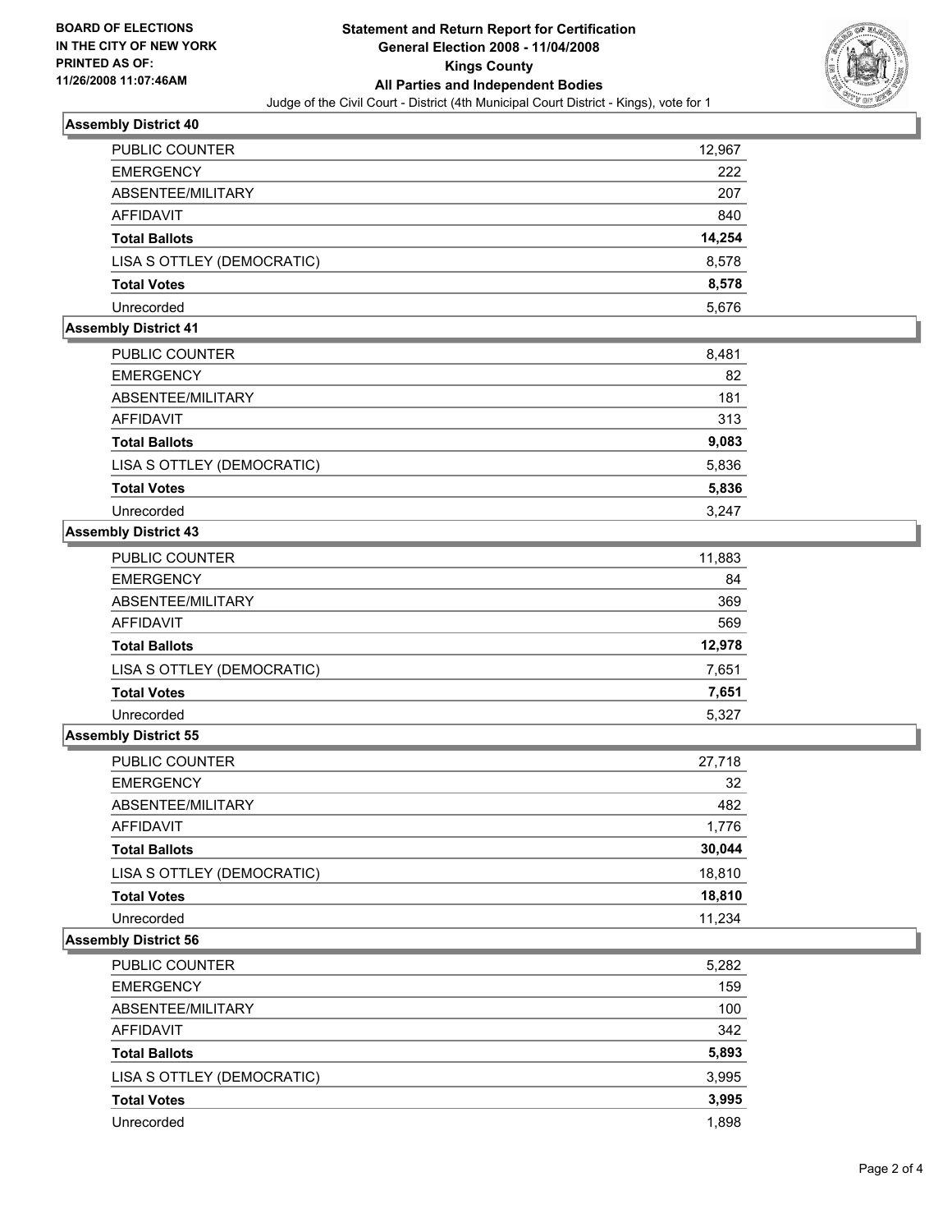**BOARD OF ELECTIONS IN THE CITY OF NEW YORK PRINTED AS OF: 11/26/2008 11:07:46AM**

# Statement and Return Report for Certification
## General Election 2008 - 11/04/2008
## Kings County
## All Parties and Independent Bodies

Judge of the Civil Court - District (4th Municipal Court District - Kings), vote for 1

### Assembly District 40

| | |
|---|---|
| PUBLIC COUNTER | 12,967 |
| EMERGENCY | 222 |
| ABSENTEE/MILITARY | 207 |
| AFFIDAVIT | 840 |
| **Total Ballots** | **14,254** |
| LISA S OTTLEY (DEMOCRATIC) | 8,578 |
| **Total Votes** | **8,578** |
| Unrecorded | 5,676 |

### Assembly District 41

| | |
|---|---|
| PUBLIC COUNTER | 8,481 |
| EMERGENCY | 82 |
| ABSENTEE/MILITARY | 181 |
| AFFIDAVIT | 313 |
| **Total Ballots** | **9,083** |
| LISA S OTTLEY (DEMOCRATIC) | 5,836 |
| **Total Votes** | **5,836** |
| Unrecorded | 3,247 |

### Assembly District 43

| | |
|---|---|
| PUBLIC COUNTER | 11,883 |
| EMERGENCY | 84 |
| ABSENTEE/MILITARY | 369 |
| AFFIDAVIT | 569 |
| **Total Ballots** | **12,978** |
| LISA S OTTLEY (DEMOCRATIC) | 7,651 |
| **Total Votes** | **7,651** |
| Unrecorded | 5,327 |

### Assembly District 55

| | |
|---|---|
| PUBLIC COUNTER | 27,718 |
| EMERGENCY | 32 |
| ABSENTEE/MILITARY | 482 |
| AFFIDAVIT | 1,776 |
| **Total Ballots** | **30,044** |
| LISA S OTTLEY (DEMOCRATIC) | 18,810 |
| **Total Votes** | **18,810** |
| Unrecorded | 11,234 |

### Assembly District 56

| | |
|---|---|
| PUBLIC COUNTER | 5,282 |
| EMERGENCY | 159 |
| ABSENTEE/MILITARY | 100 |
| AFFIDAVIT | 342 |
| **Total Ballots** | **5,893** |
| LISA S OTTLEY (DEMOCRATIC) | 3,995 |
| **Total Votes** | **3,995** |
| Unrecorded | 1,898 |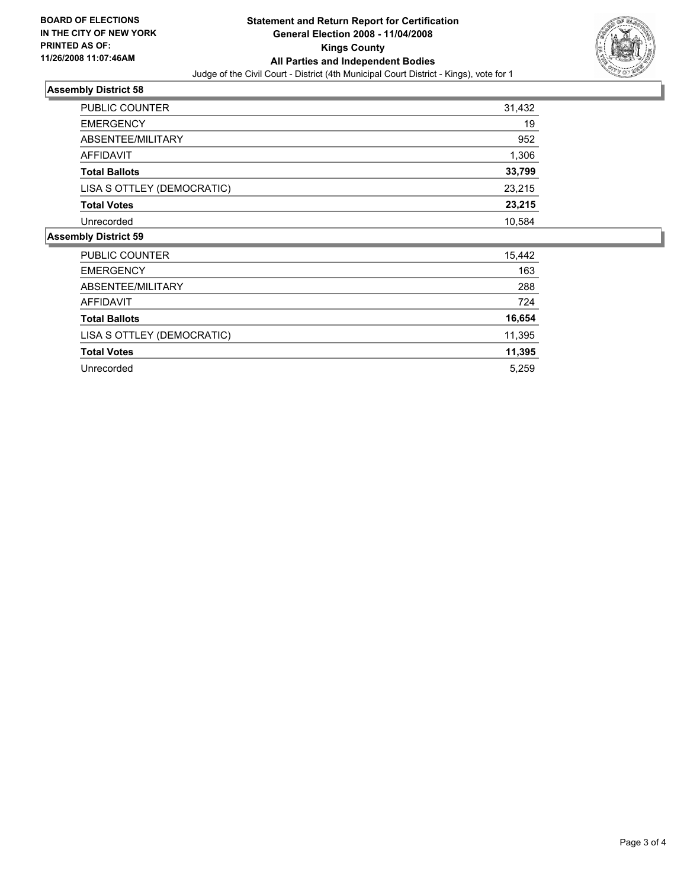**BOARD OF ELECTIONS IN THE CITY OF NEW YORK PRINTED AS OF: 11/26/2008 11:07:46AM**

# Statement and Return Report for Certification
## General Election 2008 - 11/04/2008
## Kings County
## All Parties and Independent Bodies

Judge of the Civil Court - District (4th Municipal Court District - Kings), vote for 1

### Assembly District 58

| | |
|---|---|
| PUBLIC COUNTER | 31,432 |
| EMERGENCY | 19 |
| ABSENTEE/MILITARY | 952 |
| AFFIDAVIT | 1,306 |
| **Total Ballots** | **33,799** |
| LISA S OTTLEY (DEMOCRATIC) | 23,215 |
| **Total Votes** | **23,215** |
| Unrecorded | 10,584 |

### Assembly District 59

| | |
|---|---|
| PUBLIC COUNTER | 15,442 |
| EMERGENCY | 163 |
| ABSENTEE/MILITARY | 288 |
| AFFIDAVIT | 724 |
| **Total Ballots** | **16,654** |
| LISA S OTTLEY (DEMOCRATIC) | 11,395 |
| **Total Votes** | **11,395** |
| Unrecorded | 5,259 |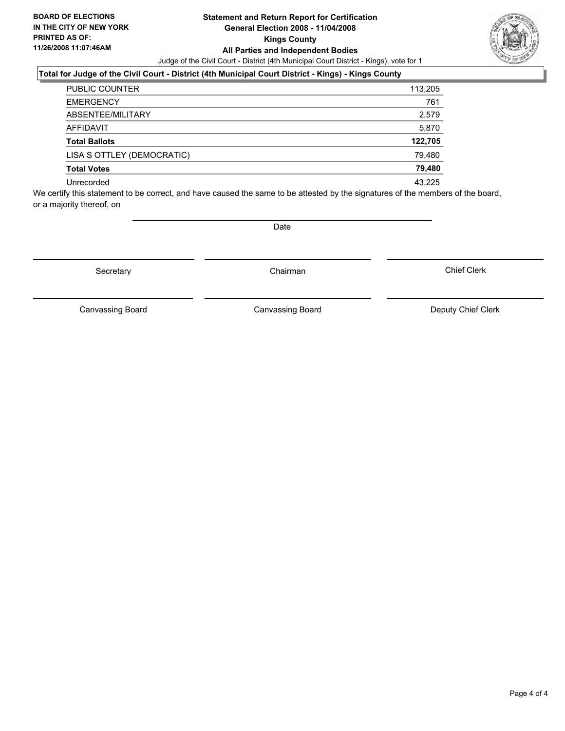**BOARD OF ELECTIONS IN THE CITY OF NEW YORK PRINTED AS OF: 11/26/2008 11:07:46AM**

**Statement and Return Report for Certification**
**General Election 2008 - 11/04/2008**
**Kings County**
**All Parties and Independent Bodies**

Judge of the Civil Court - District (4th Municipal Court District - Kings), vote for 1

**Total for Judge of the Civil Court - District (4th Municipal Court District - Kings) - Kings County**

| | |
|---|---|
| PUBLIC COUNTER | 113,205 |
| EMERGENCY | 761 |
| ABSENTEE/MILITARY | 2,579 |
| AFFIDAVIT | 5,870 |
| **Total Ballots** | **122,705** |
| LISA S OTTLEY (DEMOCRATIC) | 79,480 |
| **Total Votes** | **79,480** |
| Unrecorded | 43,225 |

We certify this statement to be correct, and have caused the same to be attested by the signatures of the members of the board, or a majority thereof, on

Date

Secretary | Chairman | Chief Clerk

Canvassing Board | Canvassing Board | Deputy Chief Clerk